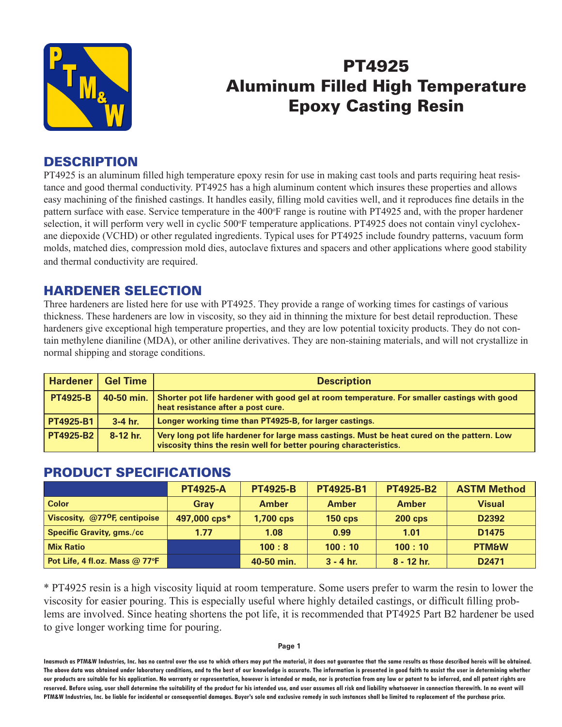# PT4925 Aluminum Filled High Temperature Epoxy Casting Resin

## DESCRIPTION

PT4925 is an aluminum filled high temperature epoxy resin for use in making cast tools and parts requiring heat resistance and good thermal conductivity. PT4925 has a high aluminum content which insures these properties and allows easy machining of the finished castings. It handles easily, filling mold cavities well, and it reproduces fine details in the pattern surface with ease. Service temperature in the 400°F range is routine with PT4925 and, with the proper hardener selection, it will perform very well in cyclic 500°F temperature applications. PT4925 does not contain vinyl cyclohexane diepoxide (VCHD) or other regulated ingredients. Typical uses for PT4925 include foundry patterns, vacuum form molds, matched dies, compression mold dies, autoclave fixtures and spacers and other applications where good stability and thermal conductivity are required.

## HARDENER SELECTION

Three hardeners are listed here for use with PT4925. They provide a range of working times for castings of various thickness. These hardeners are low in viscosity, so they aid in thinning the mixture for best detail reproduction. These hardeners give exceptional high temperature properties, and they are low potential toxicity products. They do not contain methylene dianiline (MDA), or other aniline derivatives. They are non-staining materials, and will not crystallize in normal shipping and storage conditions.

| Hardener | Gel Time | Description |
|---|---|---|
| PT4925-B | 40-50 min. | Shorter pot life hardener with good gel at room temperature. For smaller castings with good heat resistance after a post cure. |
| PT4925-B1 | 3-4 hr. | Longer working time than PT4925-B, for larger castings. |
| PT4925-B2 | 8-12 hr. | Very long pot life hardener for large mass castings. Must be heat cured on the pattern. Low viscosity thins the resin well for better pouring characteristics. |

## PRODUCT SPECIFICATIONS

| | PT4925-A | PT4925-B | PT4925-B1 | PT4925-B2 | ASTM Method |
|---|---|---|---|---|---|
| Color | Gray | Amber | Amber | Amber | Visual |
| Viscosity, @77°F, centipoise | 497,000 cps* | 1,700 cps | 150 cps | 200 cps | D2392 |
| Specific Gravity, gms./cc | 1.77 | 1.08 | 0.99 | 1.01 | D1475 |
| Mix Ratio | | 100 : 8 | 100 : 10 | 100 : 10 | PTM&W |
| Pot Life, 4 fl.oz. Mass @ 77°F | | 40-50 min. | 3 - 4 hr. | 8 - 12 hr. | D2471 |

* PT4925 resin is a high viscosity liquid at room temperature. Some users prefer to warm the resin to lower the viscosity for easier pouring. This is especially useful where highly detailed castings, or difficult filling problems are involved. Since heating shortens the pot life, it is recommended that PT4925 Part B2 hardener be used to give longer working time for pouring.

Inasmuch as PTM&W Industries, Inc. has no control over the use to which others may put the material, it does not guarantee that the same results as those described hereis will be obtained. The above data was obtained under laboratory conditions, and to the best of our knowledge is accurate. The information is presented in good faith to assist the user in determining whether our products are suitable for his application. No warranty or representation, however is intended or made, nor is protection from any law or patent to be inferred, and all patent rights are reserved. Before using, user shall determine the suitability of the product for his intended use, and user assumes all risk and liability whatsoever in connection therewith. In no event will PTM&W Industries, Inc. be liable for incidental or consequential damages. Buyer's sole and exclusive remedy in such instances shall be limited to replacement of the purchase price.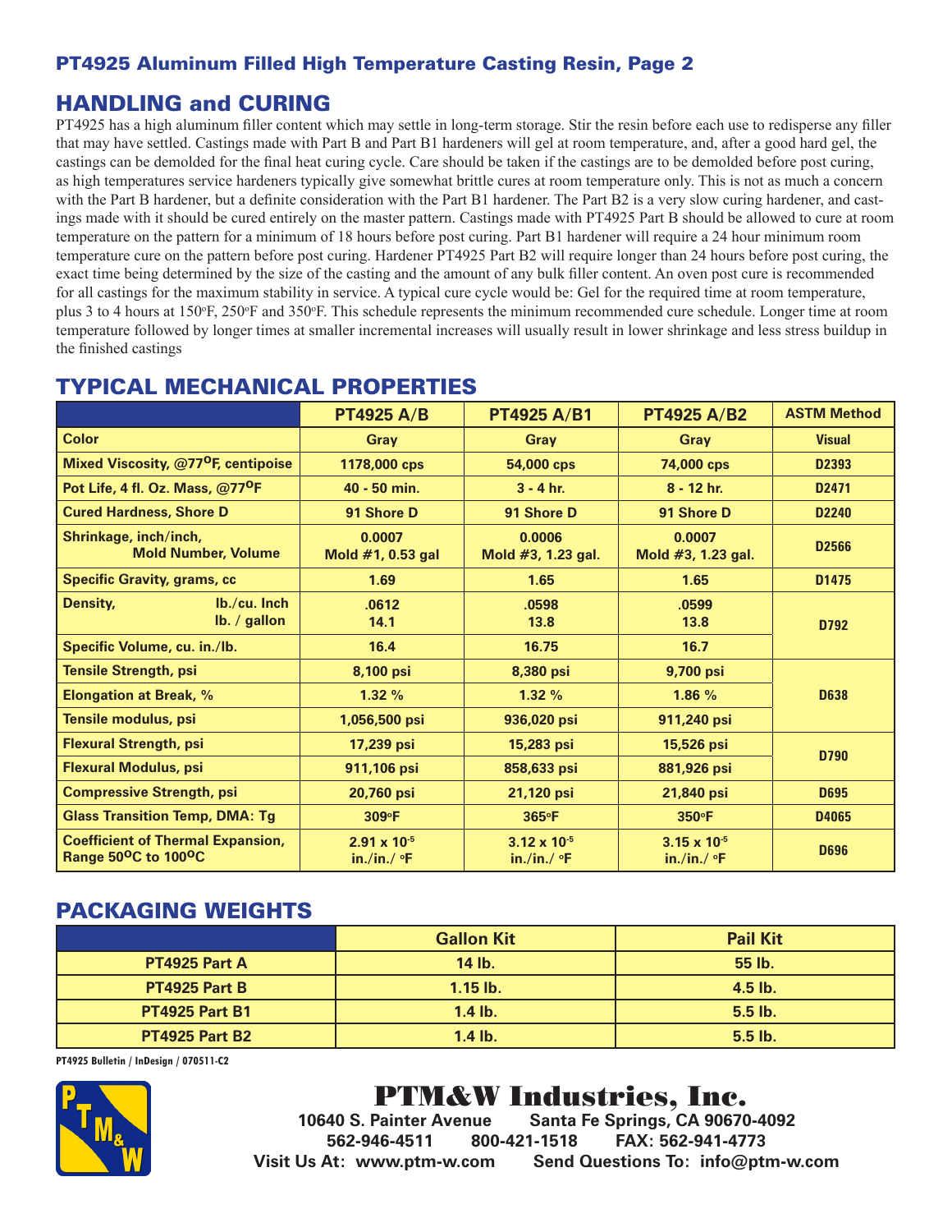## PT4925 Aluminum Filled High Temperature Casting Resin, Page 2

## HANDLING and CURING

PT4925 has a high aluminum filler content which may settle in long-term storage. Stir the resin before each use to redisperse any filler that may have settled. Castings made with Part B and Part B1 hardeners will gel at room temperature, and, after a good hard gel, the castings can be demolded for the final heat curing cycle. Care should be taken if the castings are to be demolded before post curing, as high temperatures service hardeners typically give somewhat brittle cures at room temperature only. This is not as much a concern with the Part B hardener, but a definite consideration with the Part B1 hardener. The Part B2 is a very slow curing hardener, and castings made with it should be cured entirely on the master pattern. Castings made with PT4925 Part B should be allowed to cure at room temperature on the pattern for a minimum of 18 hours before post curing. Part B1 hardener will require a 24 hour minimum room temperature cure on the pattern before post curing. Hardener PT4925 Part B2 will require longer than 24 hours before post curing, the exact time being determined by the size of the casting and the amount of any bulk filler content. An oven post cure is recommended for all castings for the maximum stability in service. A typical cure cycle would be: Gel for the required time at room temperature, plus 3 to 4 hours at 150ºF, 250ºF and 350ºF. This schedule represents the minimum recommended cure schedule. Longer time at room temperature followed by longer times at smaller incremental increases will usually result in lower shrinkage and less stress buildup in the finished castings

## TYPICAL MECHANICAL PROPERTIES

| | PT4925 A/B | PT4925 A/B1 | PT4925 A/B2 | ASTM Method |
|---|---|---|---|---|
| Color | Gray | Gray | Gray | Visual |
| Mixed Viscosity, @77ºF, centipoise | 1178,000 cps | 54,000 cps | 74,000 cps | D2393 |
| Pot Life, 4 fl. Oz. Mass, @77ºF | 40 - 50 min. | 3 - 4 hr. | 8 - 12 hr. | D2471 |
| Cured Hardness, Shore D | 91 Shore D | 91 Shore D | 91 Shore D | D2240 |
| Shrinkage, inch/inch, Mold Number, Volume | 0.0007 Mold #1, 0.53 gal | 0.0006 Mold #3, 1.23 gal. | 0.0007 Mold #3, 1.23 gal. | D2566 |
| Specific Gravity, grams, cc | 1.69 | 1.65 | 1.65 | D1475 |
| Density, lb./cu. Inch / lb. / gallon | .0612 / 14.1 | .0598 / 13.8 | .0599 / 13.8 | D792 |
| Specific Volume, cu. in./lb. | 16.4 | 16.75 | 16.7 | D792 |
| Tensile Strength, psi | 8,100 psi | 8,380 psi | 9,700 psi | D638 |
| Elongation at Break, % | 1.32 % | 1.32 % | 1.86 % | D638 |
| Tensile modulus, psi | 1,056,500 psi | 936,020 psi | 911,240 psi | D638 |
| Flexural Strength, psi | 17,239 psi | 15,283 psi | 15,526 psi | D790 |
| Flexural Modulus, psi | 911,106 psi | 858,633 psi | 881,926 psi | D790 |
| Compressive Strength, psi | 20,760 psi | 21,120 psi | 21,840 psi | D695 |
| Glass Transition Temp, DMA: Tg | 309ºF | 365ºF | 350ºF | D4065 |
| Coefficient of Thermal Expansion, Range 50ºC to 100ºC | $2.91 \times 10^{-5}$ in./in./ ºF | $3.12 \times 10^{-5}$ in./in./ ºF | $3.15 \times 10^{-5}$ in./in./ ºF | D696 |

## PACKAGING WEIGHTS

| | Gallon Kit | Pail Kit |
|---|---|---|
| PT4925 Part A | 14 lb. | 55 lb. |
| PT4925 Part B | 1.15 lb. | 4.5 lb. |
| PT4925 Part B1 | 1.4 lb. | 5.5 lb. |
| PT4925 Part B2 | 1.4 lb. | 5.5 lb. |

PT4925 Bulletin / InDesign / 070511-C2

**PTM&W Industries, Inc.**

10640 S. Painter Avenue Santa Fe Springs, CA 90670-4092

562-946-4511 800-421-1518 FAX: 562-941-4773

Visit Us At: www.ptm-w.com Send Questions To: info@ptm-w.com